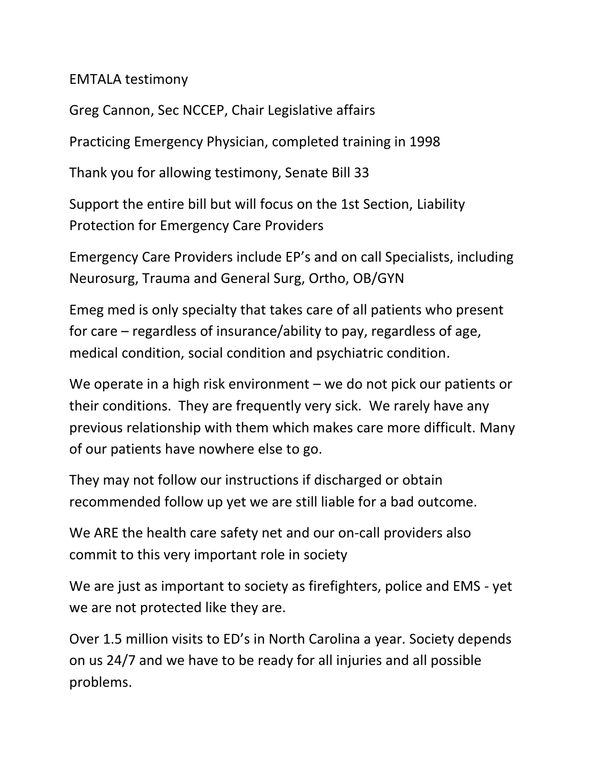EMTALA testimony

Greg Cannon, Sec NCCEP, Chair Legislative affairs

Practicing Emergency Physician, completed training in 1998

Thank you for allowing testimony, Senate Bill 33

Support the entire bill but will focus on the 1st Section, Liability Protection for Emergency Care Providers

Emergency Care Providers include EP's and on call Specialists, including Neurosurg, Trauma and General Surg, Ortho, OB/GYN

Emeg med is only specialty that takes care of all patients who present for care – regardless of insurance/ability to pay, regardless of age, medical condition, social condition and psychiatric condition.

We operate in a high risk environment – we do not pick our patients or their conditions. They are frequently very sick. We rarely have any previous relationship with them which makes care more difficult. Many of our patients have nowhere else to go.

They may not follow our instructions if discharged or obtain recommended follow up yet we are still liable for a bad outcome.

We ARE the health care safety net and our on-call providers also commit to this very important role in society

We are just as important to society as firefighters, police and EMS - yet we are not protected like they are.

Over 1.5 million visits to ED's in North Carolina a year. Society depends on us 24/7 and we have to be ready for all injuries and all possible problems.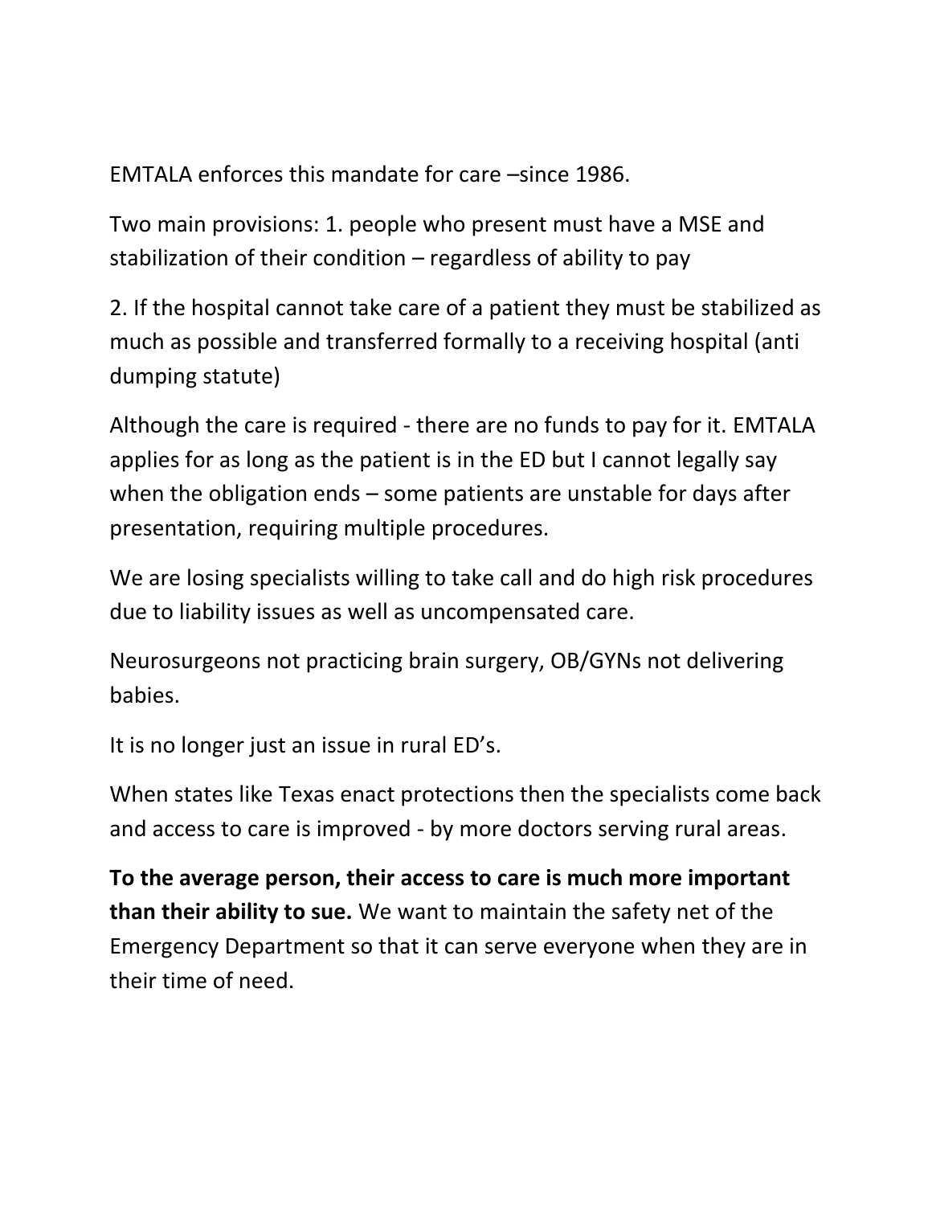EMTALA enforces this mandate for care –since 1986.

Two main provisions: 1. people who present must have a MSE and stabilization of their condition – regardless of ability to pay

2. If the hospital cannot take care of a patient they must be stabilized as much as possible and transferred formally to a receiving hospital (anti dumping statute)

Although the care is required - there are no funds to pay for it. EMTALA applies for as long as the patient is in the ED but I cannot legally say when the obligation ends – some patients are unstable for days after presentation, requiring multiple procedures.

We are losing specialists willing to take call and do high risk procedures due to liability issues as well as uncompensated care.

Neurosurgeons not practicing brain surgery, OB/GYNs not delivering babies.

It is no longer just an issue in rural ED's.

When states like Texas enact protections then the specialists come back and access to care is improved - by more doctors serving rural areas.

**To the average person, their access to care is much more important than their ability to sue.** We want to maintain the safety net of the Emergency Department so that it can serve everyone when they are in their time of need.